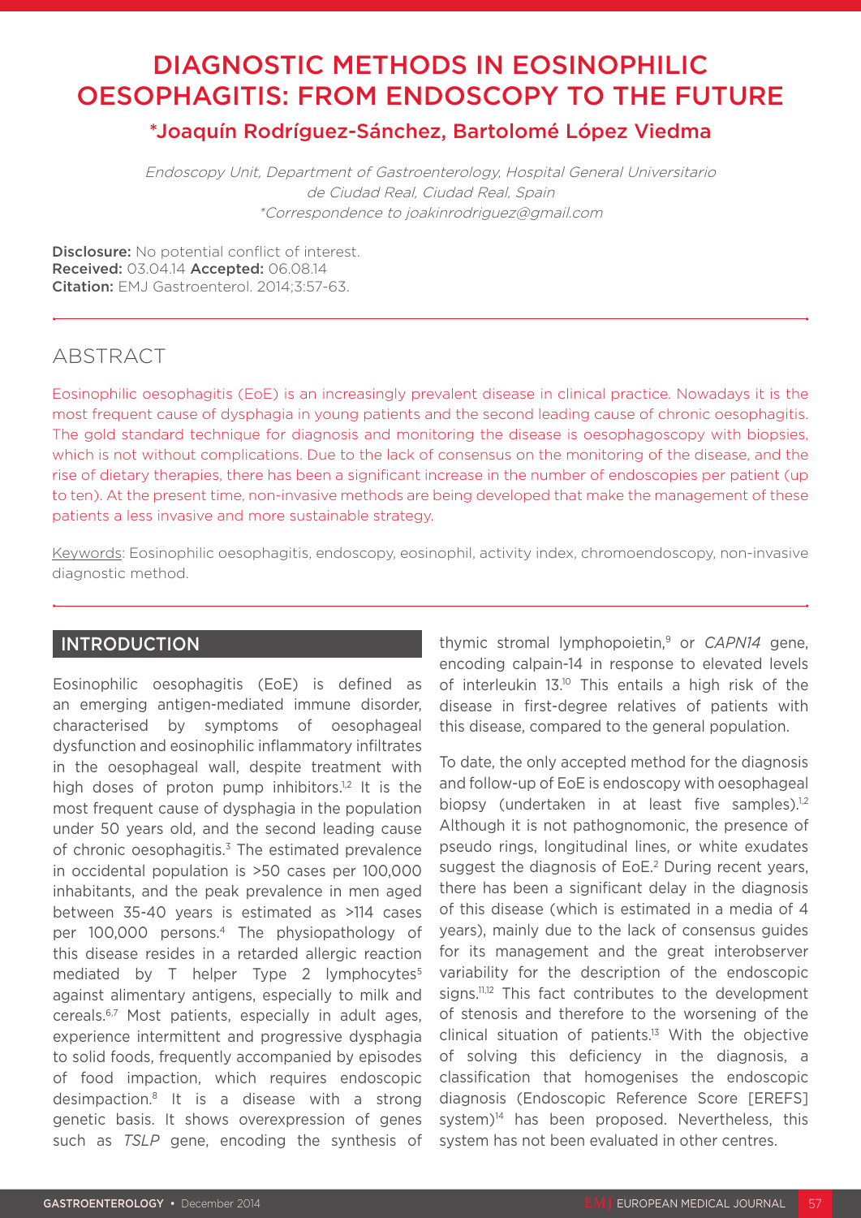# DIAGNOSTIC METHODS IN EOSINOPHILIC OESOPHAGITIS: FROM ENDOSCOPY TO THE FUTURE

**\*Joaquín Rodríguez-Sánchez, Bartolomé López Viedma**

*Endoscopy Unit, Department of Gastroenterology, Hospital General Universitario de Ciudad Real, Ciudad Real, Spain*
*\*Correspondence to joakinrodriguez@gmail.com*

**Disclosure:** No potential conflict of interest.
**Received:** 03.04.14 **Accepted:** 06.08.14
**Citation:** EMJ Gastroenterol. 2014;3:57-63.

## ABSTRACT

Eosinophilic oesophagitis (EoE) is an increasingly prevalent disease in clinical practice. Nowadays it is the most frequent cause of dysphagia in young patients and the second leading cause of chronic oesophagitis. The gold standard technique for diagnosis and monitoring the disease is oesophagoscopy with biopsies, which is not without complications. Due to the lack of consensus on the monitoring of the disease, and the rise of dietary therapies, there has been a significant increase in the number of endoscopies per patient (up to ten). At the present time, non-invasive methods are being developed that make the management of these patients a less invasive and more sustainable strategy.

Keywords: Eosinophilic oesophagitis, endoscopy, eosinophil, activity index, chromoendoscopy, non-invasive diagnostic method.

## INTRODUCTION

Eosinophilic oesophagitis (EoE) is defined as an emerging antigen-mediated immune disorder, characterised by symptoms of oesophageal dysfunction and eosinophilic inflammatory infiltrates in the oesophageal wall, despite treatment with high doses of proton pump inhibitors.[1,2] It is the most frequent cause of dysphagia in the population under 50 years old, and the second leading cause of chronic oesophagitis.[3] The estimated prevalence in occidental population is >50 cases per 100,000 inhabitants, and the peak prevalence in men aged between 35-40 years is estimated as >114 cases per 100,000 persons.[4] The physiopathology of this disease resides in a retarded allergic reaction mediated by T helper Type 2 lymphocytes[5] against alimentary antigens, especially to milk and cereals.[6,7] Most patients, especially in adult ages, experience intermittent and progressive dysphagia to solid foods, frequently accompanied by episodes of food impaction, which requires endoscopic desimpaction.[8] It is a disease with a strong genetic basis. It shows overexpression of genes such as *TSLP* gene, encoding the synthesis of thymic stromal lymphopoietin,[9] or *CAPN14* gene, encoding calpain-14 in response to elevated levels of interleukin 13.[10] This entails a high risk of the disease in first-degree relatives of patients with this disease, compared to the general population.

To date, the only accepted method for the diagnosis and follow-up of EoE is endoscopy with oesophageal biopsy (undertaken in at least five samples).[1,2] Although it is not pathognomonic, the presence of pseudo rings, longitudinal lines, or white exudates suggest the diagnosis of EoE.[2] During recent years, there has been a significant delay in the diagnosis of this disease (which is estimated in a media of 4 years), mainly due to the lack of consensus guides for its management and the great interobserver variability for the description of the endoscopic signs.[11,12] This fact contributes to the development of stenosis and therefore to the worsening of the clinical situation of patients.[13] With the objective of solving this deficiency in the diagnosis, a classification that homogenises the endoscopic diagnosis (Endoscopic Reference Score [EREFS] system)[14] has been proposed. Nevertheless, this system has not been evaluated in other centres.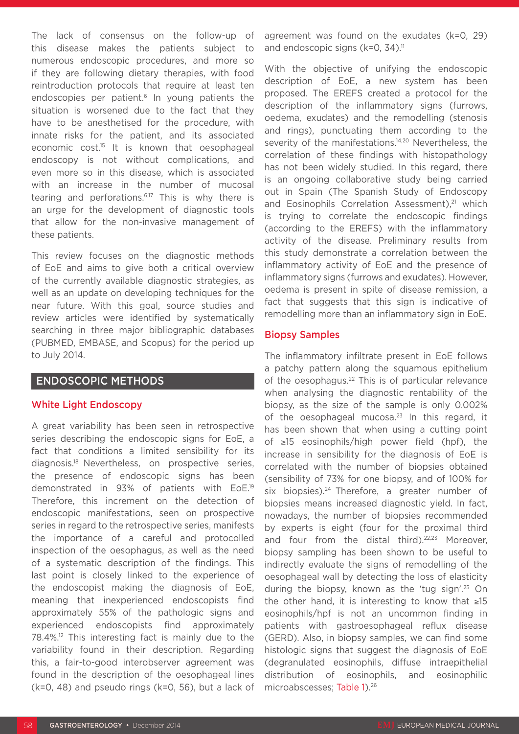The lack of consensus on the follow-up of this disease makes the patients subject to numerous endoscopic procedures, and more so if they are following dietary therapies, with food reintroduction protocols that require at least ten endoscopies per patient.[6] In young patients the situation is worsened due to the fact that they have to be anesthetised for the procedure, with innate risks for the patient, and its associated economic cost.[15] It is known that oesophageal endoscopy is not without complications, and even more so in this disease, which is associated with an increase in the number of mucosal tearing and perforations.[6,17] This is why there is an urge for the development of diagnostic tools that allow for the non-invasive management of these patients.

This review focuses on the diagnostic methods of EoE and aims to give both a critical overview of the currently available diagnostic strategies, as well as an update on developing techniques for the near future. With this goal, source studies and review articles were identified by systematically searching in three major bibliographic databases (PUBMED, EMBASE, and Scopus) for the period up to July 2014.

## ENDOSCOPIC METHODS

### White Light Endoscopy

A great variability has been seen in retrospective series describing the endoscopic signs for EoE, a fact that conditions a limited sensibility for its diagnosis.[18] Nevertheless, on prospective series, the presence of endoscopic signs has been demonstrated in 93% of patients with EoE.[19] Therefore, this increment on the detection of endoscopic manifestations, seen on prospective series in regard to the retrospective series, manifests the importance of a careful and protocolled inspection of the oesophagus, as well as the need of a systematic description of the findings. This last point is closely linked to the experience of the endoscopist making the diagnosis of EoE, meaning that inexperienced endoscopists find approximately 55% of the pathologic signs and experienced endoscopists find approximately 78.4%.[12] This interesting fact is mainly due to the variability found in their description. Regarding this, a fair-to-good interobserver agreement was found in the description of the oesophageal lines (k=0, 48) and pseudo rings (k=0, 56), but a lack of agreement was found on the exudates (k=0, 29) and endoscopic signs (k=0, 34).[11]

With the objective of unifying the endoscopic description of EoE, a new system has been proposed. The EREFS created a protocol for the description of the inflammatory signs (furrows, oedema, exudates) and the remodelling (stenosis and rings), punctuating them according to the severity of the manifestations.[14,20] Nevertheless, the correlation of these findings with histopathology has not been widely studied. In this regard, there is an ongoing collaborative study being carried out in Spain (The Spanish Study of Endoscopy and Eosinophils Correlation Assessment),[21] which is trying to correlate the endoscopic findings (according to the EREFS) with the inflammatory activity of the disease. Preliminary results from this study demonstrate a correlation between the inflammatory activity of EoE and the presence of inflammatory signs (furrows and exudates). However, oedema is present in spite of disease remission, a fact that suggests that this sign is indicative of remodelling more than an inflammatory sign in EoE.

### Biopsy Samples

The inflammatory infiltrate present in EoE follows a patchy pattern along the squamous epithelium of the oesophagus.[22] This is of particular relevance when analysing the diagnostic rentability of the biopsy, as the size of the sample is only 0.002% of the oesophageal mucosa.[23] In this regard, it has been shown that when using a cutting point of ≥15 eosinophils/high power field (hpf), the increase in sensibility for the diagnosis of EoE is correlated with the number of biopsies obtained (sensibility of 73% for one biopsy, and of 100% for six biopsies).[24] Therefore, a greater number of biopsies means increased diagnostic yield. In fact, nowadays, the number of biopsies recommended by experts is eight (four for the proximal third and four from the distal third).[22,23] Moreover, biopsy sampling has been shown to be useful to indirectly evaluate the signs of remodelling of the oesophageal wall by detecting the loss of elasticity during the biopsy, known as the 'tug sign'.[25] On the other hand, it is interesting to know that ≥15 eosinophils/hpf is not an uncommon finding in patients with gastroesophageal reflux disease (GERD). Also, in biopsy samples, we can find some histologic signs that suggest the diagnosis of EoE (degranulated eosinophils, diffuse intraepithelial distribution of eosinophils, and eosinophilic microabscesses; Table 1).[26]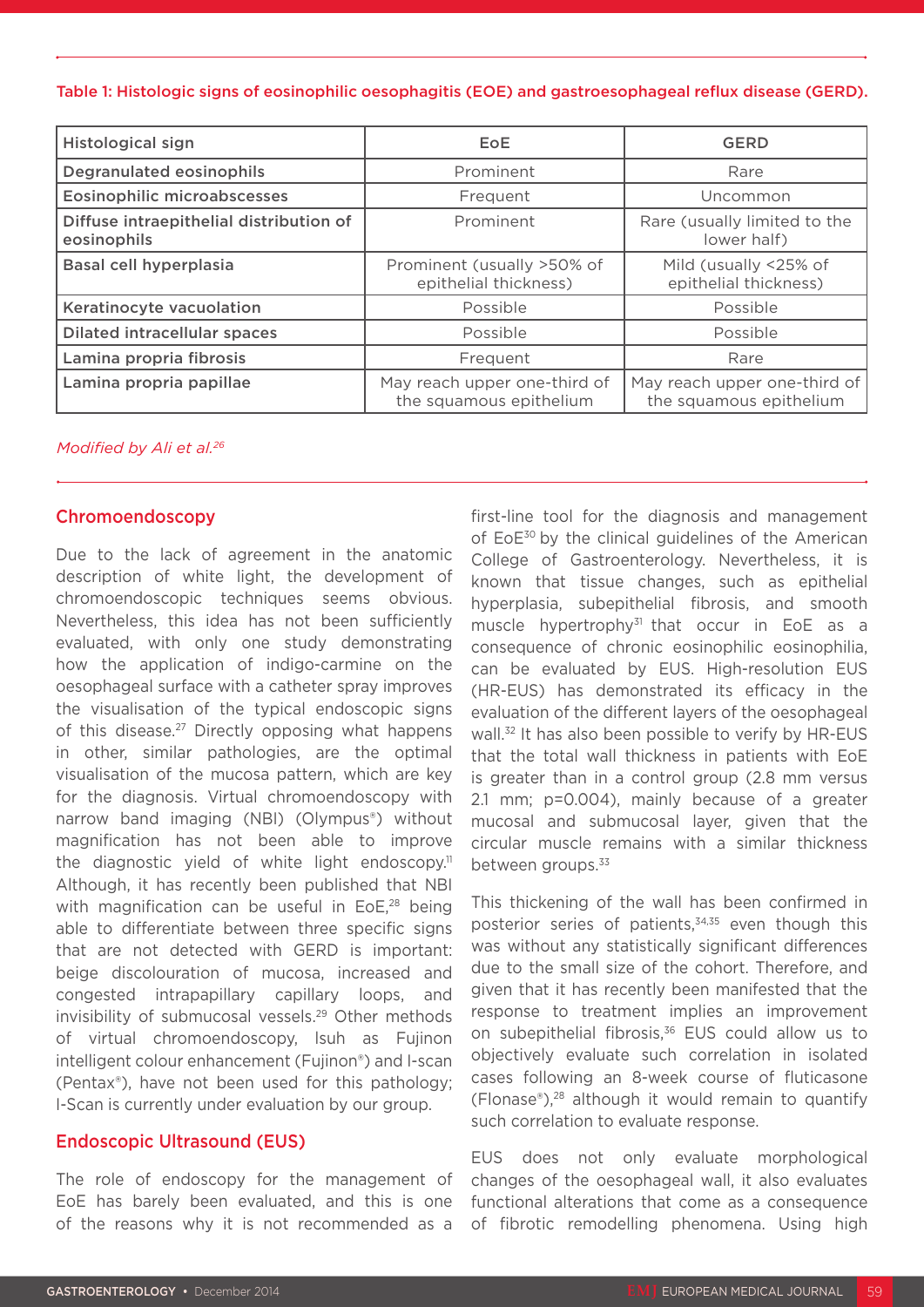Table 1: Histologic signs of eosinophilic oesophagitis (EOE) and gastroesophageal reflux disease (GERD).

| Histological sign | EoE | GERD |
|---|---|---|
| Degranulated eosinophils | Prominent | Rare |
| Eosinophilic microabscesses | Frequent | Uncommon |
| Diffuse intraepithelial distribution of eosinophils | Prominent | Rare (usually limited to the lower half) |
| Basal cell hyperplasia | Prominent (usually >50% of epithelial thickness) | Mild (usually <25% of epithelial thickness) |
| Keratinocyte vacuolation | Possible | Possible |
| Dilated intracellular spaces | Possible | Possible |
| Lamina propria fibrosis | Frequent | Rare |
| Lamina propria papillae | May reach upper one-third of the squamous epithelium | May reach upper one-third of the squamous epithelium |

*Modified by Ali et al.[26]*

## Chromoendoscopy

Due to the lack of agreement in the anatomic description of white light, the development of chromoendoscopic techniques seems obvious. Nevertheless, this idea has not been sufficiently evaluated, with only one study demonstrating how the application of indigo-carmine on the oesophageal surface with a catheter spray improves the visualisation of the typical endoscopic signs of this disease.[27] Directly opposing what happens in other, similar pathologies, are the optimal visualisation of the mucosa pattern, which are key for the diagnosis. Virtual chromoendoscopy with narrow band imaging (NBI) (Olympus®) without magnification has not been able to improve the diagnostic yield of white light endoscopy.[11] Although, it has recently been published that NBI with magnification can be useful in EoE,[28] being able to differentiate between three specific signs that are not detected with GERD is important: beige discolouration of mucosa, increased and congested intrapapillary capillary loops, and invisibility of submucosal vessels.[29] Other methods of virtual chromoendoscopy, Isuh as Fujinon intelligent colour enhancement (Fujinon®) and I-scan (Pentax®), have not been used for this pathology; I-Scan is currently under evaluation by our group.

## Endoscopic Ultrasound (EUS)

The role of endoscopy for the management of EoE has barely been evaluated, and this is one of the reasons why it is not recommended as a first-line tool for the diagnosis and management of EoE[30] by the clinical guidelines of the American College of Gastroenterology. Nevertheless, it is known that tissue changes, such as epithelial hyperplasia, subepithelial fibrosis, and smooth muscle hypertrophy[31] that occur in EoE as a consequence of chronic eosinophilic eosinophilia, can be evaluated by EUS. High-resolution EUS (HR-EUS) has demonstrated its efficacy in the evaluation of the different layers of the oesophageal wall.[32] It has also been possible to verify by HR-EUS that the total wall thickness in patients with EoE is greater than in a control group (2.8 mm versus 2.1 mm; $p=0.004$), mainly because of a greater mucosal and submucosal layer, given that the circular muscle remains with a similar thickness between groups.[33]

This thickening of the wall has been confirmed in posterior series of patients,[34,35] even though this was without any statistically significant differences due to the small size of the cohort. Therefore, and given that it has recently been manifested that the response to treatment implies an improvement on subepithelial fibrosis,[36] EUS could allow us to objectively evaluate such correlation in isolated cases following an 8-week course of fluticasone (Flonase®),[28] although it would remain to quantify such correlation to evaluate response.

EUS does not only evaluate morphological changes of the oesophageal wall, it also evaluates functional alterations that come as a consequence of fibrotic remodelling phenomena. Using high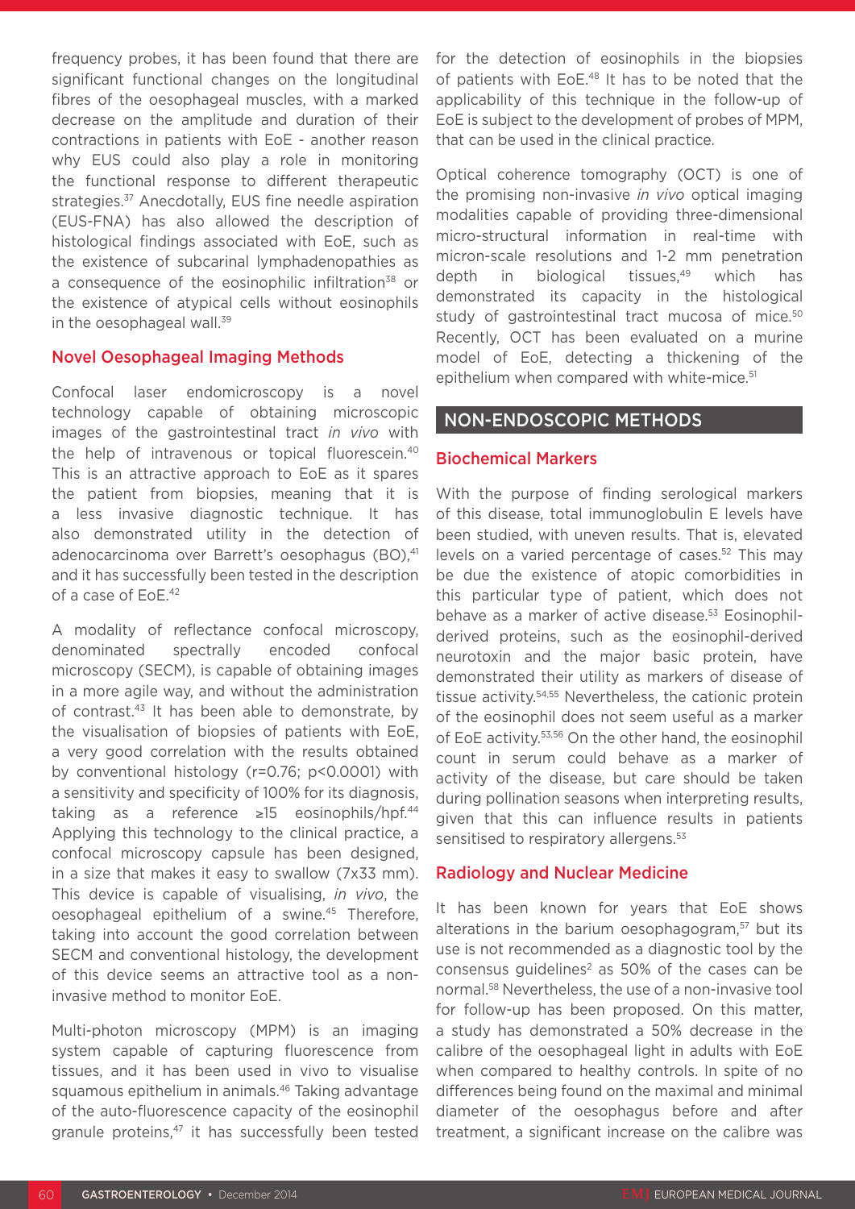frequency probes, it has been found that there are significant functional changes on the longitudinal fibres of the oesophageal muscles, with a marked decrease on the amplitude and duration of their contractions in patients with EoE - another reason why EUS could also play a role in monitoring the functional response to different therapeutic strategies.[37] Anecdotally, EUS fine needle aspiration (EUS-FNA) has also allowed the description of histological findings associated with EoE, such as the existence of subcarinal lymphadenopathies as a consequence of the eosinophilic infiltration[38] or the existence of atypical cells without eosinophils in the oesophageal wall.[39]

### Novel Oesophageal Imaging Methods

Confocal laser endomicroscopy is a novel technology capable of obtaining microscopic images of the gastrointestinal tract *in vivo* with the help of intravenous or topical fluorescein.[40] This is an attractive approach to EoE as it spares the patient from biopsies, meaning that it is a less invasive diagnostic technique. It has also demonstrated utility in the detection of adenocarcinoma over Barrett's oesophagus (BO),[41] and it has successfully been tested in the description of a case of EoE.[42]

A modality of reflectance confocal microscopy, denominated spectrally encoded confocal microscopy (SECM), is capable of obtaining images in a more agile way, and without the administration of contrast.[43] It has been able to demonstrate, by the visualisation of biopsies of patients with EoE, a very good correlation with the results obtained by conventional histology ($r=0.76$; $p<0.0001$) with a sensitivity and specificity of 100% for its diagnosis, taking as a reference ≥15 eosinophils/hpf.[44] Applying this technology to the clinical practice, a confocal microscopy capsule has been designed, in a size that makes it easy to swallow (7x33 mm). This device is capable of visualising, *in vivo*, the oesophageal epithelium of a swine.[45] Therefore, taking into account the good correlation between SECM and conventional histology, the development of this device seems an attractive tool as a non-invasive method to monitor EoE.

Multi-photon microscopy (MPM) is an imaging system capable of capturing fluorescence from tissues, and it has been used in vivo to visualise squamous epithelium in animals.[46] Taking advantage of the auto-fluorescence capacity of the eosinophil granule proteins,[47] it has successfully been tested for the detection of eosinophils in the biopsies of patients with EoE.[48] It has to be noted that the applicability of this technique in the follow-up of EoE is subject to the development of probes of MPM, that can be used in the clinical practice.

Optical coherence tomography (OCT) is one of the promising non-invasive *in vivo* optical imaging modalities capable of providing three-dimensional micro-structural information in real-time with micron-scale resolutions and 1-2 mm penetration depth in biological tissues,[49] which has demonstrated its capacity in the histological study of gastrointestinal tract mucosa of mice.[50] Recently, OCT has been evaluated on a murine model of EoE, detecting a thickening of the epithelium when compared with white-mice.[51]

## NON-ENDOSCOPIC METHODS

### Biochemical Markers

With the purpose of finding serological markers of this disease, total immunoglobulin E levels have been studied, with uneven results. That is, elevated levels on a varied percentage of cases.[52] This may be due the existence of atopic comorbidities in this particular type of patient, which does not behave as a marker of active disease.[53] Eosinophil-derived proteins, such as the eosinophil-derived neurotoxin and the major basic protein, have demonstrated their utility as markers of disease of tissue activity.[54,55] Nevertheless, the cationic protein of the eosinophil does not seem useful as a marker of EoE activity.[53,56] On the other hand, the eosinophil count in serum could behave as a marker of activity of the disease, but care should be taken during pollination seasons when interpreting results, given that this can influence results in patients sensitised to respiratory allergens.[53]

### Radiology and Nuclear Medicine

It has been known for years that EoE shows alterations in the barium oesophagogram,[57] but its use is not recommended as a diagnostic tool by the consensus guidelines[2] as 50% of the cases can be normal.[58] Nevertheless, the use of a non-invasive tool for follow-up has been proposed. On this matter, a study has demonstrated a 50% decrease in the calibre of the oesophageal light in adults with EoE when compared to healthy controls. In spite of no differences being found on the maximal and minimal diameter of the oesophagus before and after treatment, a significant increase on the calibre was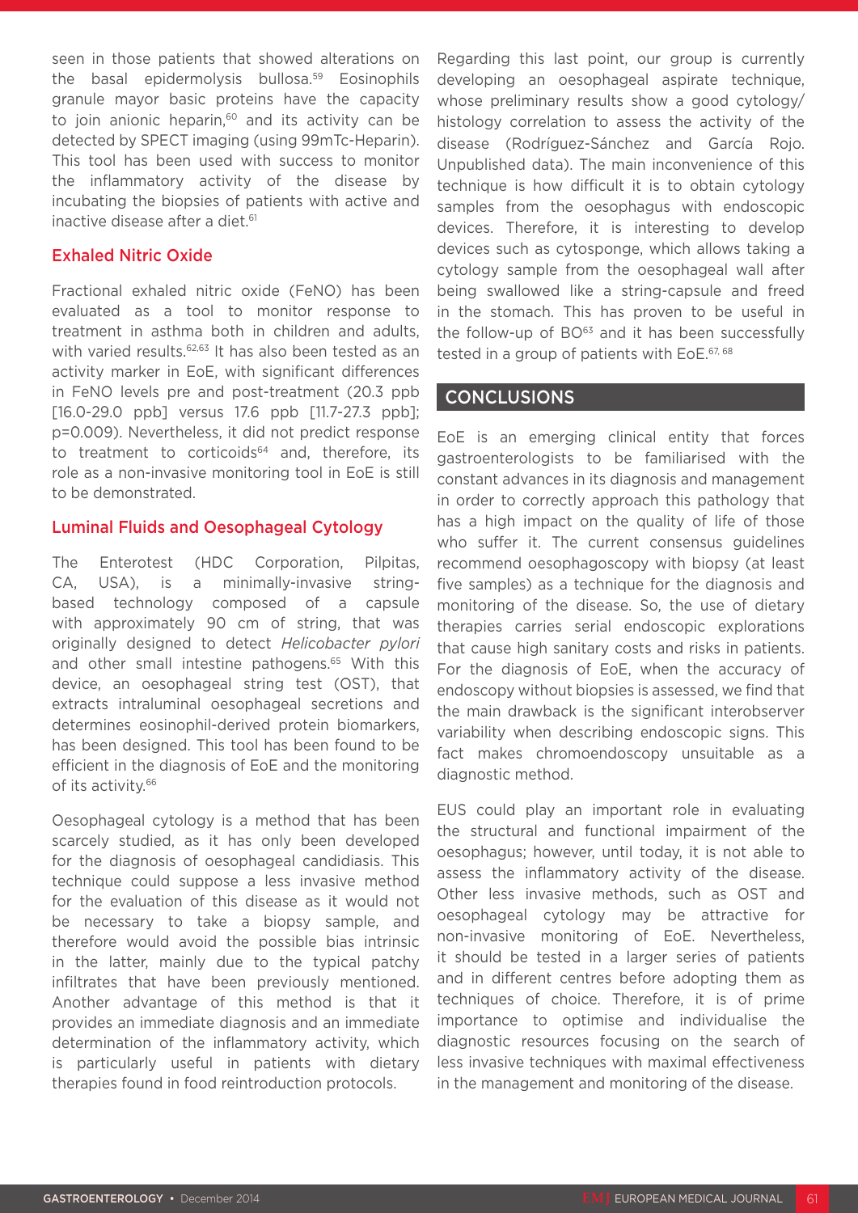seen in those patients that showed alterations on the basal epidermolysis bullosa.[59] Eosinophils granule mayor basic proteins have the capacity to join anionic heparin,[60] and its activity can be detected by SPECT imaging (using 99mTc-Heparin). This tool has been used with success to monitor the inflammatory activity of the disease by incubating the biopsies of patients with active and inactive disease after a diet.[61]

### Exhaled Nitric Oxide

Fractional exhaled nitric oxide (FeNO) has been evaluated as a tool to monitor response to treatment in asthma both in children and adults, with varied results.[62,63] It has also been tested as an activity marker in EoE, with significant differences in FeNO levels pre and post-treatment (20.3 ppb [16.0-29.0 ppb] versus 17.6 ppb [11.7-27.3 ppb]; p=0.009). Nevertheless, it did not predict response to treatment to corticoids[64] and, therefore, its role as a non-invasive monitoring tool in EoE is still to be demonstrated.

### Luminal Fluids and Oesophageal Cytology

The Enterotest (HDC Corporation, Pilpitas, CA, USA), is a minimally-invasive string-based technology composed of a capsule with approximately 90 cm of string, that was originally designed to detect *Helicobacter pylori* and other small intestine pathogens.[65] With this device, an oesophageal string test (OST), that extracts intraluminal oesophageal secretions and determines eosinophil-derived protein biomarkers, has been designed. This tool has been found to be efficient in the diagnosis of EoE and the monitoring of its activity.[66]

Oesophageal cytology is a method that has been scarcely studied, as it has only been developed for the diagnosis of oesophageal candidiasis. This technique could suppose a less invasive method for the evaluation of this disease as it would not be necessary to take a biopsy sample, and therefore would avoid the possible bias intrinsic in the latter, mainly due to the typical patchy infiltrates that have been previously mentioned. Another advantage of this method is that it provides an immediate diagnosis and an immediate determination of the inflammatory activity, which is particularly useful in patients with dietary therapies found in food reintroduction protocols.

Regarding this last point, our group is currently developing an oesophageal aspirate technique, whose preliminary results show a good cytology/histology correlation to assess the activity of the disease (Rodríguez-Sánchez and García Rojo. Unpublished data). The main inconvenience of this technique is how difficult it is to obtain cytology samples from the oesophagus with endoscopic devices. Therefore, it is interesting to develop devices such as cytosponge, which allows taking a cytology sample from the oesophageal wall after being swallowed like a string-capsule and freed in the stomach. This has proven to be useful in the follow-up of BO[63] and it has been successfully tested in a group of patients with EoE.[67,68]

## CONCLUSIONS

EoE is an emerging clinical entity that forces gastroenterologists to be familiarised with the constant advances in its diagnosis and management in order to correctly approach this pathology that has a high impact on the quality of life of those who suffer it. The current consensus guidelines recommend oesophagoscopy with biopsy (at least five samples) as a technique for the diagnosis and monitoring of the disease. So, the use of dietary therapies carries serial endoscopic explorations that cause high sanitary costs and risks in patients. For the diagnosis of EoE, when the accuracy of endoscopy without biopsies is assessed, we find that the main drawback is the significant interobserver variability when describing endoscopic signs. This fact makes chromoendoscopy unsuitable as a diagnostic method.

EUS could play an important role in evaluating the structural and functional impairment of the oesophagus; however, until today, it is not able to assess the inflammatory activity of the disease. Other less invasive methods, such as OST and oesophageal cytology may be attractive for non-invasive monitoring of EoE. Nevertheless, it should be tested in a larger series of patients and in different centres before adopting them as techniques of choice. Therefore, it is of prime importance to optimise and individualise the diagnostic resources focusing on the search of less invasive techniques with maximal effectiveness in the management and monitoring of the disease.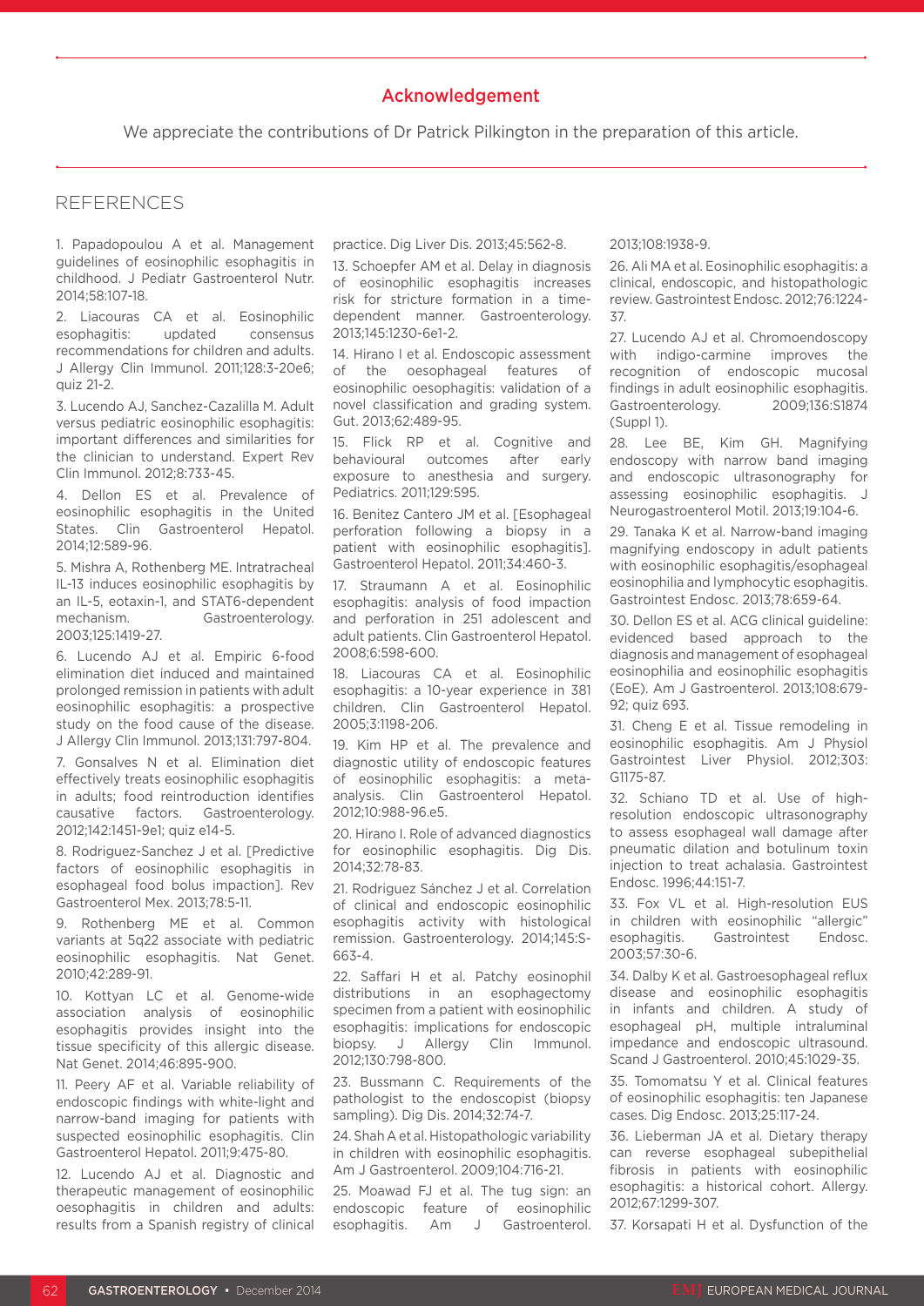## Acknowledgement

We appreciate the contributions of Dr Patrick Pilkington in the preparation of this article.

## REFERENCES

1. Papadopoulou A et al. Management guidelines of eosinophilic esophagitis in childhood. J Pediatr Gastroenterol Nutr. 2014;58:107-18.

2. Liacouras CA et al. Eosinophilic esophagitis: updated consensus recommendations for children and adults. J Allergy Clin Immunol. 2011;128:3-20e6; quiz 21-2.

3. Lucendo AJ, Sanchez-Cazalilla M. Adult versus pediatric eosinophilic esophagitis: important differences and similarities for the clinician to understand. Expert Rev Clin Immunol. 2012;8:733-45.

4. Dellon ES et al. Prevalence of eosinophilic esophagitis in the United States. Clin Gastroenterol Hepatol. 2014;12:589-96.

5. Mishra A, Rothenberg ME. Intratracheal IL-13 induces eosinophilic esophagitis by an IL-5, eotaxin-1, and STAT6-dependent mechanism. Gastroenterology. 2003;125:1419-27.

6. Lucendo AJ et al. Empiric 6-food elimination diet induced and maintained prolonged remission in patients with adult eosinophilic esophagitis: a prospective study on the food cause of the disease. J Allergy Clin Immunol. 2013;131:797-804.

7. Gonsalves N et al. Elimination diet effectively treats eosinophilic esophagitis in adults; food reintroduction identifies causative factors. Gastroenterology. 2012;142:1451-9e1; quiz e14-5.

8. Rodriguez-Sanchez J et al. [Predictive factors of eosinophilic esophagitis in esophageal food bolus impaction]. Rev Gastroenterol Mex. 2013;78:5-11.

9. Rothenberg ME et al. Common variants at 5q22 associate with pediatric eosinophilic esophagitis. Nat Genet. 2010;42:289-91.

10. Kottyan LC et al. Genome-wide association analysis of eosinophilic esophagitis provides insight into the tissue specificity of this allergic disease. Nat Genet. 2014;46:895-900.

11. Peery AF et al. Variable reliability of endoscopic findings with white-light and narrow-band imaging for patients with suspected eosinophilic esophagitis. Clin Gastroenterol Hepatol. 2011;9:475-80.

12. Lucendo AJ et al. Diagnostic and therapeutic management of eosinophilic oesophagitis in children and adults: results from a Spanish registry of clinical practice. Dig Liver Dis. 2013;45:562-8.

13. Schoepfer AM et al. Delay in diagnosis of eosinophilic esophagitis increases risk for stricture formation in a time-dependent manner. Gastroenterology. 2013;145:1230-6e1-2.

14. Hirano I et al. Endoscopic assessment of the oesophageal features of eosinophilic oesophagitis: validation of a novel classification and grading system. Gut. 2013;62:489-95.

15. Flick RP et al. Cognitive and behavioural outcomes after early exposure to anesthesia and surgery. Pediatrics. 2011;129:595.

16. Benitez Cantero JM et al. [Esophageal perforation following a biopsy in a patient with eosinophilic esophagitis]. Gastroenterol Hepatol. 2011;34:460-3.

17. Straumann A et al. Eosinophilic esophagitis: analysis of food impaction and perforation in 251 adolescent and adult patients. Clin Gastroenterol Hepatol. 2008;6:598-600.

18. Liacouras CA et al. Eosinophilic esophagitis: a 10-year experience in 381 children. Clin Gastroenterol Hepatol. 2005;3:1198-206.

19. Kim HP et al. The prevalence and diagnostic utility of endoscopic features of eosinophilic esophagitis: a meta-analysis. Clin Gastroenterol Hepatol. 2012;10:988-96.e5.

20. Hirano I. Role of advanced diagnostics for eosinophilic esophagitis. Dig Dis. 2014;32:78-83.

21. Rodriguez Sánchez J et al. Correlation of clinical and endoscopic eosinophilic esophagitis activity with histological remission. Gastroenterology. 2014;145:S-663-4.

22. Saffari H et al. Patchy eosinophil distributions in an esophagectomy specimen from a patient with eosinophilic esophagitis: implications for endoscopic biopsy. J Allergy Clin Immunol. 2012;130:798-800.

23. Bussmann C. Requirements of the pathologist to the endoscopist (biopsy sampling). Dig Dis. 2014;32:74-7.

24. Shah A et al. Histopathologic variability in children with eosinophilic esophagitis. Am J Gastroenterol. 2009;104:716-21.

25. Moawad FJ et al. The tug sign: an endoscopic feature of eosinophilic esophagitis. Am J Gastroenterol. 2013;108:1938-9.

26. Ali MA et al. Eosinophilic esophagitis: a clinical, endoscopic, and histopathologic review. Gastrointest Endosc. 2012;76:1224-37.

27. Lucendo AJ et al. Chromoendoscopy with indigo-carmine improves the recognition of endoscopic mucosal findings in adult eosinophilic esophagitis. Gastroenterology. 2009;136:S1874 (Suppl 1).

28. Lee BE, Kim GH. Magnifying endoscopy with narrow band imaging and endoscopic ultrasonography for assessing eosinophilic esophagitis. J Neurogastroenterol Motil. 2013;19:104-6.

29. Tanaka K et al. Narrow-band imaging magnifying endoscopy in adult patients with eosinophilic esophagitis/esophageal eosinophilia and lymphocytic esophagitis. Gastrointest Endosc. 2013;78:659-64.

30. Dellon ES et al. ACG clinical guideline: evidenced based approach to the diagnosis and management of esophageal eosinophilia and eosinophilic esophagitis (EoE). Am J Gastroenterol. 2013;108:679-92; quiz 693.

31. Cheng E et al. Tissue remodeling in eosinophilic esophagitis. Am J Physiol Gastrointest Liver Physiol. 2012;303:G1175-87.

32. Schiano TD et al. Use of high-resolution endoscopic ultrasonography to assess esophageal wall damage after pneumatic dilation and botulinum toxin injection to treat achalasia. Gastrointest Endosc. 1996;44:151-7.

33. Fox VL et al. High-resolution EUS in children with eosinophilic "allergic" esophagitis. Gastrointest Endosc. 2003;57:30-6.

34. Dalby K et al. Gastroesophageal reflux disease and eosinophilic esophagitis in infants and children. A study of esophageal pH, multiple intraluminal impedance and endoscopic ultrasound. Scand J Gastroenterol. 2010;45:1029-35.

35. Tomomatsu Y et al. Clinical features of eosinophilic esophagitis: ten Japanese cases. Dig Endosc. 2013;25:117-24.

36. Lieberman JA et al. Dietary therapy can reverse esophageal subepithelial fibrosis in patients with eosinophilic esophagitis: a historical cohort. Allergy. 2012;67:1299-307.

37. Korsapati H et al. Dysfunction of the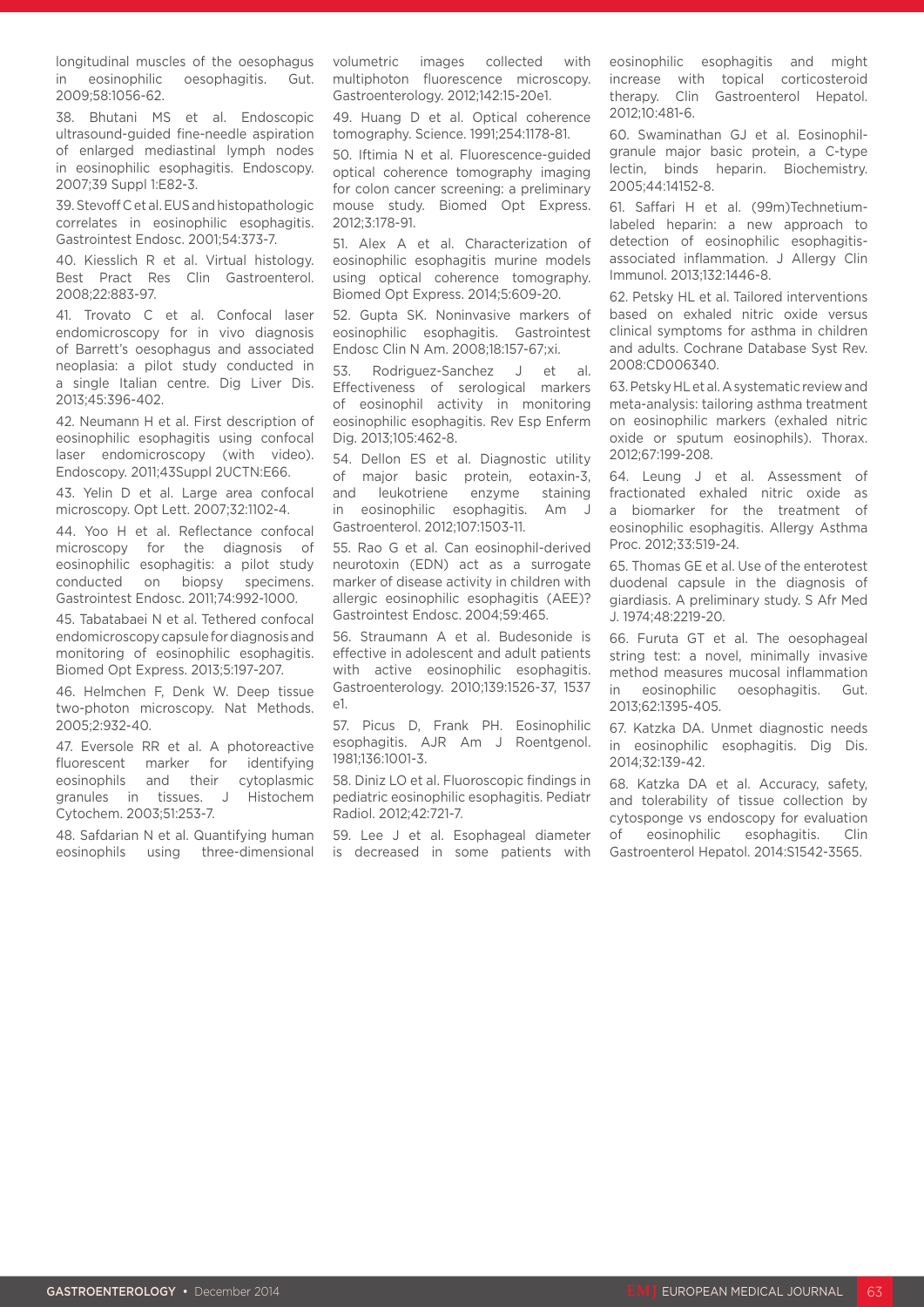longitudinal muscles of the oesophagus in eosinophilic oesophagitis. Gut. 2009;58:1056-62.

38. Bhutani MS et al. Endoscopic ultrasound-guided fine-needle aspiration of enlarged mediastinal lymph nodes in eosinophilic esophagitis. Endoscopy. 2007;39 Suppl 1:E82-3.

39. Stevoff C et al. EUS and histopathologic correlates in eosinophilic esophagitis. Gastrointest Endosc. 2001;54:373-7.

40. Kiesslich R et al. Virtual histology. Best Pract Res Clin Gastroenterol. 2008;22:883-97.

41. Trovato C et al. Confocal laser endomicroscopy for in vivo diagnosis of Barrett's oesophagus and associated neoplasia: a pilot study conducted in a single Italian centre. Dig Liver Dis. 2013;45:396-402.

42. Neumann H et al. First description of eosinophilic esophagitis using confocal laser endomicroscopy (with video). Endoscopy. 2011;43Suppl 2UCTN:E66.

43. Yelin D et al. Large area confocal microscopy. Opt Lett. 2007;32:1102-4.

44. Yoo H et al. Reflectance confocal microscopy for the diagnosis of eosinophilic esophagitis: a pilot study conducted on biopsy specimens. Gastrointest Endosc. 2011;74:992-1000.

45. Tabatabaei N et al. Tethered confocal endomicroscopy capsule for diagnosis and monitoring of eosinophilic esophagitis. Biomed Opt Express. 2013;5:197-207.

46. Helmchen F, Denk W. Deep tissue two-photon microscopy. Nat Methods. 2005;2:932-40.

47. Eversole RR et al. A photoreactive fluorescent marker for identifying eosinophils and their cytoplasmic granules in tissues. J Histochem Cytochem. 2003;51:253-7.

48. Safdarian N et al. Quantifying human eosinophils using three-dimensional volumetric images collected with multiphoton fluorescence microscopy. Gastroenterology. 2012;142:15-20e1.

49. Huang D et al. Optical coherence tomography. Science. 1991;254:1178-81.

50. Iftimia N et al. Fluorescence-guided optical coherence tomography imaging for colon cancer screening: a preliminary mouse study. Biomed Opt Express. 2012;3:178-91.

51. Alex A et al. Characterization of eosinophilic esophagitis murine models using optical coherence tomography. Biomed Opt Express. 2014;5:609-20.

52. Gupta SK. Noninvasive markers of eosinophilic esophagitis. Gastrointest Endosc Clin N Am. 2008;18:157-67;xi.

53. Rodriguez-Sanchez J et al. Effectiveness of serological markers of eosinophil activity in monitoring eosinophilic esophagitis. Rev Esp Enferm Dig. 2013;105:462-8.

54. Dellon ES et al. Diagnostic utility of major basic protein, eotaxin-3, and leukotriene enzyme staining in eosinophilic esophagitis. Am J Gastroenterol. 2012;107:1503-11.

55. Rao G et al. Can eosinophil-derived neurotoxin (EDN) act as a surrogate marker of disease activity in children with allergic eosinophilic esophagitis (AEE)? Gastrointest Endosc. 2004;59:465.

56. Straumann A et al. Budesonide is effective in adolescent and adult patients with active eosinophilic esophagitis. Gastroenterology. 2010;139:1526-37, 1537 e1.

57. Picus D, Frank PH. Eosinophilic esophagitis. AJR Am J Roentgenol. 1981;136:1001-3.

58. Diniz LO et al. Fluoroscopic findings in pediatric eosinophilic esophagitis. Pediatr Radiol. 2012;42:721-7.

59. Lee J et al. Esophageal diameter is decreased in some patients with eosinophilic esophagitis and might increase with topical corticosteroid therapy. Clin Gastroenterol Hepatol. 2012;10:481-6.

60. Swaminathan GJ et al. Eosinophil-granule major basic protein, a C-type lectin, binds heparin. Biochemistry. 2005;44:14152-8.

61. Saffari H et al. (99m)Technetium-labeled heparin: a new approach to detection of eosinophilic esophagitis-associated inflammation. J Allergy Clin Immunol. 2013;132:1446-8.

62. Petsky HL et al. Tailored interventions based on exhaled nitric oxide versus clinical symptoms for asthma in children and adults. Cochrane Database Syst Rev. 2008:CD006340.

63. Petsky HL et al. A systematic review and meta-analysis: tailoring asthma treatment on eosinophilic markers (exhaled nitric oxide or sputum eosinophils). Thorax. 2012;67:199-208.

64. Leung J et al. Assessment of fractionated exhaled nitric oxide as a biomarker for the treatment of eosinophilic esophagitis. Allergy Asthma Proc. 2012;33:519-24.

65. Thomas GE et al. Use of the enterotest duodenal capsule in the diagnosis of giardiasis. A preliminary study. S Afr Med J. 1974;48:2219-20.

66. Furuta GT et al. The oesophageal string test: a novel, minimally invasive method measures mucosal inflammation in eosinophilic oesophagitis. Gut. 2013;62:1395-405.

67. Katzka DA. Unmet diagnostic needs in eosinophilic esophagitis. Dig Dis. 2014;32:139-42.

68. Katzka DA et al. Accuracy, safety, and tolerability of tissue collection by cytosponge vs endoscopy for evaluation of eosinophilic esophagitis. Clin Gastroenterol Hepatol. 2014:S1542-3565.